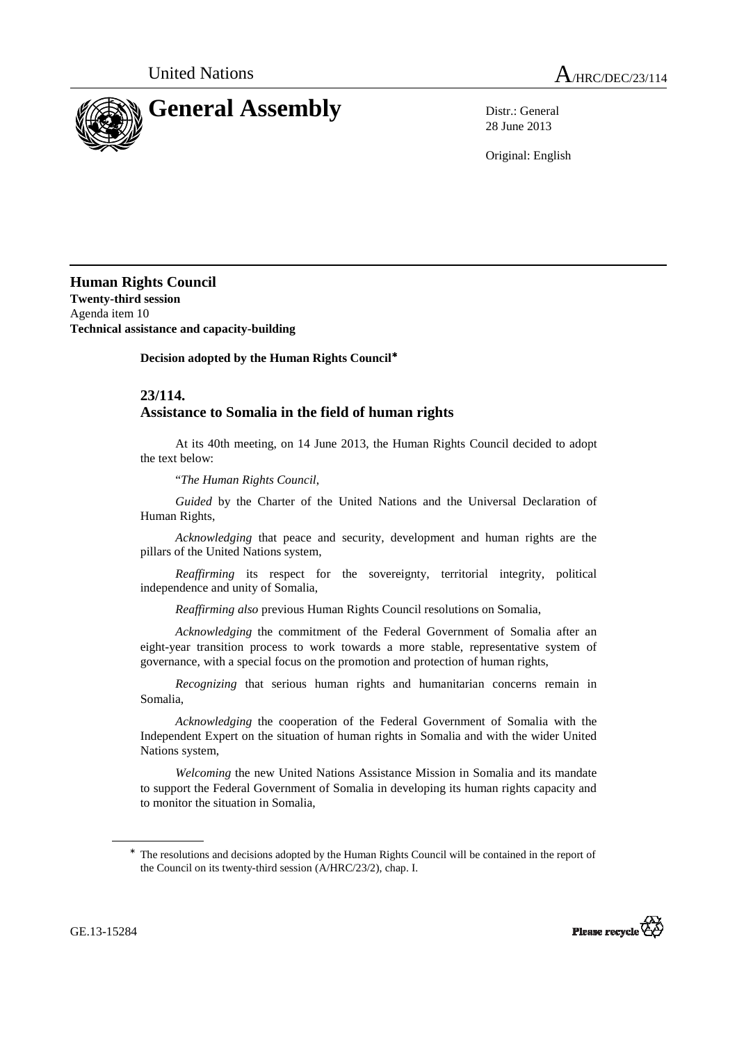United Nations A/HRC/DEC/23/114

# General Assembly

Distr.: General
28 June 2013

Original: English

## Human Rights Council

**Twenty-third session**
Agenda item 10
**Technical assistance and capacity-building**

**Decision adopted by the Human Rights Council***

### 23/114.
### Assistance to Somalia in the field of human rights

At its 40th meeting, on 14 June 2013, the Human Rights Council decided to adopt the text below:

"*The Human Rights Council*,

*Guided* by the Charter of the United Nations and the Universal Declaration of Human Rights,

*Acknowledging* that peace and security, development and human rights are the pillars of the United Nations system,

*Reaffirming* its respect for the sovereignty, territorial integrity, political independence and unity of Somalia,

*Reaffirming also* previous Human Rights Council resolutions on Somalia,

*Acknowledging* the commitment of the Federal Government of Somalia after an eight-year transition process to work towards a more stable, representative system of governance, with a special focus on the promotion and protection of human rights,

*Recognizing* that serious human rights and humanitarian concerns remain in Somalia,

*Acknowledging* the cooperation of the Federal Government of Somalia with the Independent Expert on the situation of human rights in Somalia and with the wider United Nations system,

*Welcoming* the new United Nations Assistance Mission in Somalia and its mandate to support the Federal Government of Somalia in developing its human rights capacity and to monitor the situation in Somalia,

* The resolutions and decisions adopted by the Human Rights Council will be contained in the report of the Council on its twenty-third session (A/HRC/23/2), chap. I.

GE.13-15284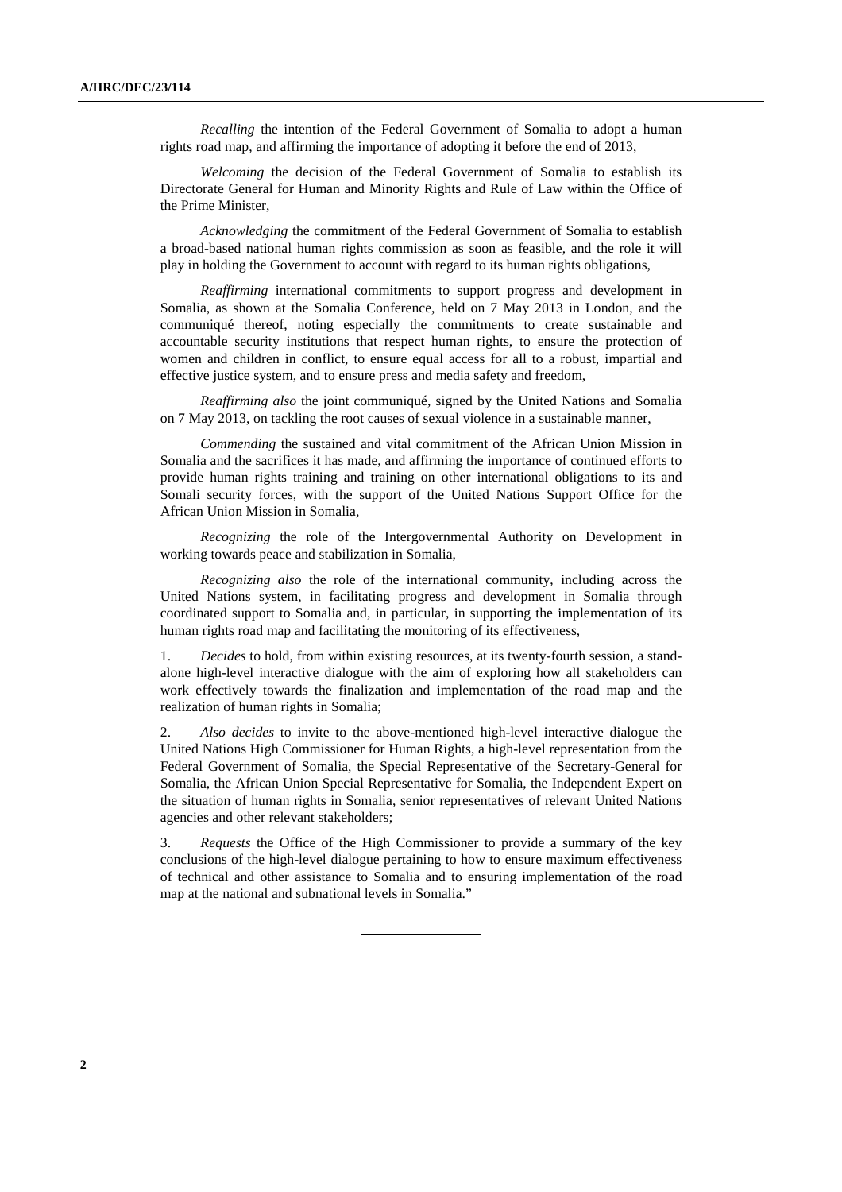*Recalling* the intention of the Federal Government of Somalia to adopt a human rights road map, and affirming the importance of adopting it before the end of 2013,

*Welcoming* the decision of the Federal Government of Somalia to establish its Directorate General for Human and Minority Rights and Rule of Law within the Office of the Prime Minister,

*Acknowledging* the commitment of the Federal Government of Somalia to establish a broad-based national human rights commission as soon as feasible, and the role it will play in holding the Government to account with regard to its human rights obligations,

*Reaffirming* international commitments to support progress and development in Somalia, as shown at the Somalia Conference, held on 7 May 2013 in London, and the communiqué thereof, noting especially the commitments to create sustainable and accountable security institutions that respect human rights, to ensure the protection of women and children in conflict, to ensure equal access for all to a robust, impartial and effective justice system, and to ensure press and media safety and freedom,

*Reaffirming also* the joint communiqué, signed by the United Nations and Somalia on 7 May 2013, on tackling the root causes of sexual violence in a sustainable manner,

*Commending* the sustained and vital commitment of the African Union Mission in Somalia and the sacrifices it has made, and affirming the importance of continued efforts to provide human rights training and training on other international obligations to its and Somali security forces, with the support of the United Nations Support Office for the African Union Mission in Somalia,

*Recognizing* the role of the Intergovernmental Authority on Development in working towards peace and stabilization in Somalia,

*Recognizing also* the role of the international community, including across the United Nations system, in facilitating progress and development in Somalia through coordinated support to Somalia and, in particular, in supporting the implementation of its human rights road map and facilitating the monitoring of its effectiveness,

1. *Decides* to hold, from within existing resources, at its twenty-fourth session, a stand-alone high-level interactive dialogue with the aim of exploring how all stakeholders can work effectively towards the finalization and implementation of the road map and the realization of human rights in Somalia;

2. *Also decides* to invite to the above-mentioned high-level interactive dialogue the United Nations High Commissioner for Human Rights, a high-level representation from the Federal Government of Somalia, the Special Representative of the Secretary-General for Somalia, the African Union Special Representative for Somalia, the Independent Expert on the situation of human rights in Somalia, senior representatives of relevant United Nations agencies and other relevant stakeholders;

3. *Requests* the Office of the High Commissioner to provide a summary of the key conclusions of the high-level dialogue pertaining to how to ensure maximum effectiveness of technical and other assistance to Somalia and to ensuring implementation of the road map at the national and subnational levels in Somalia."